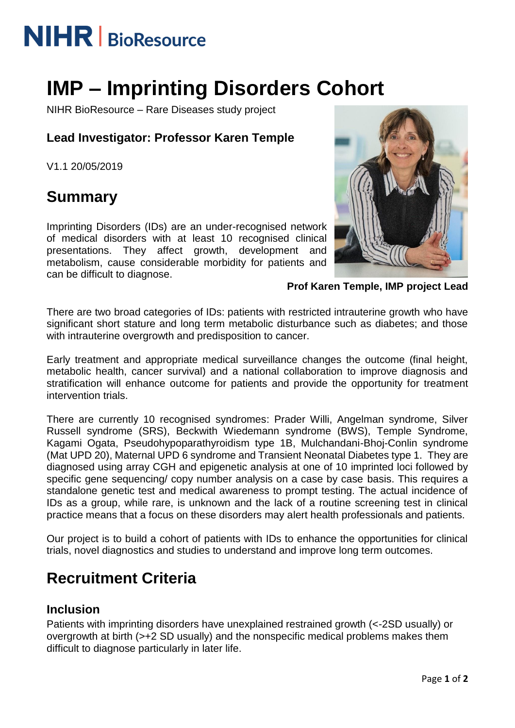NIHR | BioResource

# IMP – Imprinting Disorders Cohort

NIHR BioResource – Rare Diseases study project

### Lead Investigator: Professor Karen Temple

V1.1 20/05/2019

## Summary

Imprinting Disorders (IDs) are an under-recognised network of medical disorders with at least 10 recognised clinical presentations. They affect growth, development and metabolism, cause considerable morbidity for patients and can be difficult to diagnose.

**Prof Karen Temple, IMP project Lead**

There are two broad categories of IDs: patients with restricted intrauterine growth who have significant short stature and long term metabolic disturbance such as diabetes; and those with intrauterine overgrowth and predisposition to cancer.

Early treatment and appropriate medical surveillance changes the outcome (final height, metabolic health, cancer survival) and a national collaboration to improve diagnosis and stratification will enhance outcome for patients and provide the opportunity for treatment intervention trials.

There are currently 10 recognised syndromes: Prader Willi, Angelman syndrome, Silver Russell syndrome (SRS), Beckwith Wiedemann syndrome (BWS), Temple Syndrome, Kagami Ogata, Pseudohypoparathyroidism type 1B, Mulchandani-Bhoj-Conlin syndrome (Mat UPD 20), Maternal UPD 6 syndrome and Transient Neonatal Diabetes type 1. They are diagnosed using array CGH and epigenetic analysis at one of 10 imprinted loci followed by specific gene sequencing/ copy number analysis on a case by case basis. This requires a standalone genetic test and medical awareness to prompt testing. The actual incidence of IDs as a group, while rare, is unknown and the lack of a routine screening test in clinical practice means that a focus on these disorders may alert health professionals and patients.

Our project is to build a cohort of patients with IDs to enhance the opportunities for clinical trials, novel diagnostics and studies to understand and improve long term outcomes.

## Recruitment Criteria

### Inclusion

Patients with imprinting disorders have unexplained restrained growth (<-2SD usually) or overgrowth at birth (>+2 SD usually) and the nonspecific medical problems makes them difficult to diagnose particularly in later life.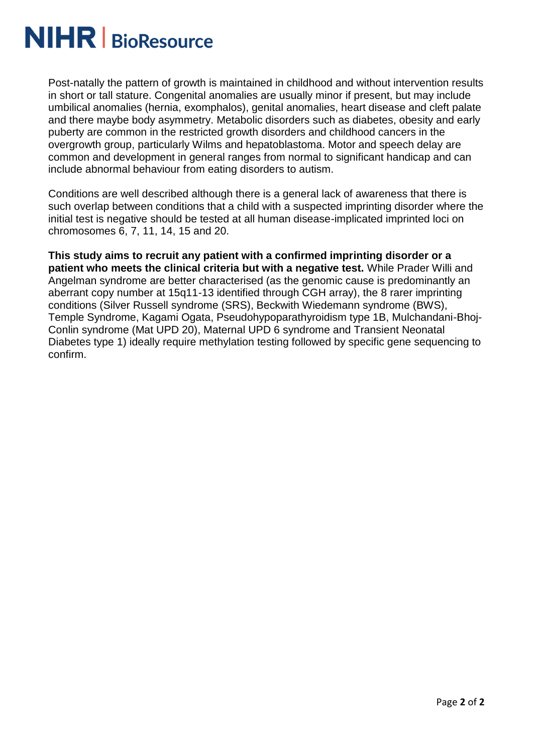Post-natally the pattern of growth is maintained in childhood and without intervention results in short or tall stature. Congenital anomalies are usually minor if present, but may include umbilical anomalies (hernia, exomphalos), genital anomalies, heart disease and cleft palate and there maybe body asymmetry. Metabolic disorders such as diabetes, obesity and early puberty are common in the restricted growth disorders and childhood cancers in the overgrowth group, particularly Wilms and hepatoblastoma. Motor and speech delay are common and development in general ranges from normal to significant handicap and can include abnormal behaviour from eating disorders to autism.

Conditions are well described although there is a general lack of awareness that there is such overlap between conditions that a child with a suspected imprinting disorder where the initial test is negative should be tested at all human disease-implicated imprinted loci on chromosomes 6, 7, 11, 14, 15 and 20.

**This study aims to recruit any patient with a confirmed imprinting disorder or a patient who meets the clinical criteria but with a negative test.** While Prader Willi and Angelman syndrome are better characterised (as the genomic cause is predominantly an aberrant copy number at 15q11-13 identified through CGH array), the 8 rarer imprinting conditions (Silver Russell syndrome (SRS), Beckwith Wiedemann syndrome (BWS), Temple Syndrome, Kagami Ogata, Pseudohypoparathyroidism type 1B, Mulchandani-Bhoj-Conlin syndrome (Mat UPD 20), Maternal UPD 6 syndrome and Transient Neonatal Diabetes type 1) ideally require methylation testing followed by specific gene sequencing to confirm.